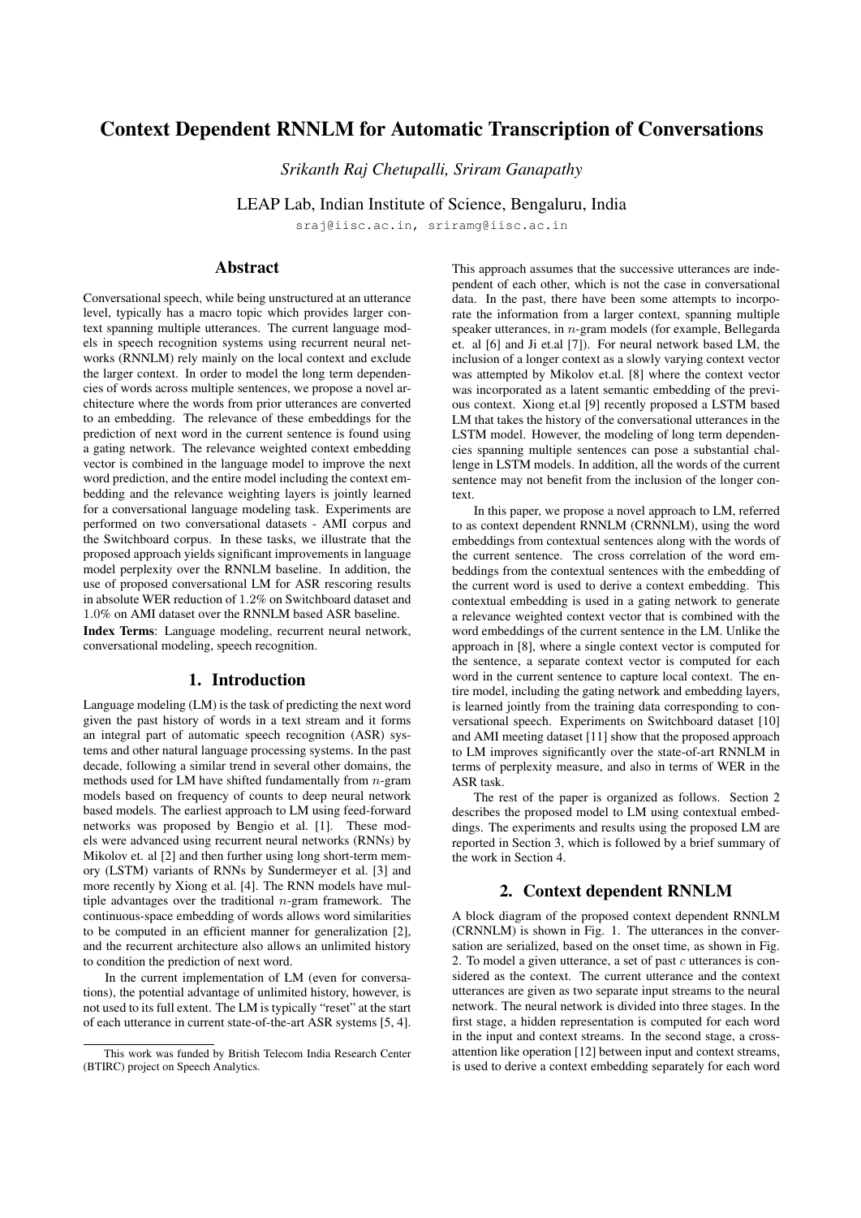# Context Dependent RNNLM for Automatic Transcription of Conversations

*Srikanth Raj Chetupalli, Sriram Ganapathy*

LEAP Lab, Indian Institute of Science, Bengaluru, India

sraj@iisc.ac.in, sriramg@iisc.ac.in

## Abstract

Conversational speech, while being unstructured at an utterance level, typically has a macro topic which provides larger context spanning multiple utterances. The current language models in speech recognition systems using recurrent neural networks (RNNLM) rely mainly on the local context and exclude the larger context. In order to model the long term dependencies of words across multiple sentences, we propose a novel architecture where the words from prior utterances are converted to an embedding. The relevance of these embeddings for the prediction of next word in the current sentence is found using a gating network. The relevance weighted context embedding vector is combined in the language model to improve the next word prediction, and the entire model including the context embedding and the relevance weighting layers is jointly learned for a conversational language modeling task. Experiments are performed on two conversational datasets - AMI corpus and the Switchboard corpus. In these tasks, we illustrate that the proposed approach yields significant improvements in language model perplexity over the RNNLM baseline. In addition, the use of proposed conversational LM for ASR rescoring results in absolute WER reduction of 1.2% on Switchboard dataset and 1.0% on AMI dataset over the RNNLM based ASR baseline.

**Index Terms**: Language modeling, recurrent neural network, conversational modeling, speech recognition.

## 1. Introduction

Language modeling (LM) is the task of predicting the next word given the past history of words in a text stream and it forms an integral part of automatic speech recognition (ASR) systems and other natural language processing systems. In the past decade, following a similar trend in several other domains, the methods used for LM have shifted fundamentally from $n$-gram models based on frequency of counts to deep neural network based models. The earliest approach to LM using feed-forward networks was proposed by Bengio et al. [1]. These models were advanced using recurrent neural networks (RNNs) by Mikolov et. al [2] and then further using long short-term memory (LSTM) variants of RNNs by Sundermeyer et al. [3] and more recently by Xiong et al. [4]. The RNN models have multiple advantages over the traditional $n$-gram framework. The continuous-space embedding of words allows word similarities to be computed in an efficient manner for generalization [2], and the recurrent architecture also allows an unlimited history to condition the prediction of next word.

In the current implementation of LM (even for conversations), the potential advantage of unlimited history, however, is not used to its full extent. The LM is typically "reset" at the start of each utterance in current state-of-the-art ASR systems [5, 4]. This approach assumes that the successive utterances are independent of each other, which is not the case in conversational data. In the past, there have been some attempts to incorporate the information from a larger context, spanning multiple speaker utterances, in $n$-gram models (for example, Bellegarda et. al [6] and Ji et.al [7]). For neural network based LM, the inclusion of a longer context as a slowly varying context vector was attempted by Mikolov et.al. [8] where the context vector was incorporated as a latent semantic embedding of the previous context. Xiong et.al [9] recently proposed a LSTM based LM that takes the history of the conversational utterances in the LSTM model. However, the modeling of long term dependencies spanning multiple sentences can pose a substantial challenge in LSTM models. In addition, all the words of the current sentence may not benefit from the inclusion of the longer context.

In this paper, we propose a novel approach to LM, referred to as context dependent RNNLM (CRNNLM), using the word embeddings from contextual sentences along with the words of the current sentence. The cross correlation of the word embeddings from the contextual sentences with the embedding of the current word is used to derive a context embedding. This contextual embedding is used in a gating network to generate a relevance weighted context vector that is combined with the word embeddings of the current sentence in the LM. Unlike the approach in [8], where a single context vector is computed for the sentence, a separate context vector is computed for each word in the current sentence to capture local context. The entire model, including the gating network and embedding layers, is learned jointly from the training data corresponding to conversational speech. Experiments on Switchboard dataset [10] and AMI meeting dataset [11] show that the proposed approach to LM improves significantly over the state-of-art RNNLM in terms of perplexity measure, and also in terms of WER in the ASR task.

The rest of the paper is organized as follows. Section 2 describes the proposed model to LM using contextual embeddings. The experiments and results using the proposed LM are reported in Section 3, which is followed by a brief summary of the work in Section 4.

## 2. Context dependent RNNLM

A block diagram of the proposed context dependent RNNLM (CRNNLM) is shown in Fig. 1. The utterances in the conversation are serialized, based on the onset time, as shown in Fig. 2. To model a given utterance, a set of past $c$ utterances is considered as the context. The current utterance and the context utterances are given as two separate input streams to the neural network. The neural network is divided into three stages. In the first stage, a hidden representation is computed for each word in the input and context streams. In the second stage, a cross-attention like operation [12] between input and context streams, is used to derive a context embedding separately for each word

This work was funded by British Telecom India Research Center (BTIRC) project on Speech Analytics.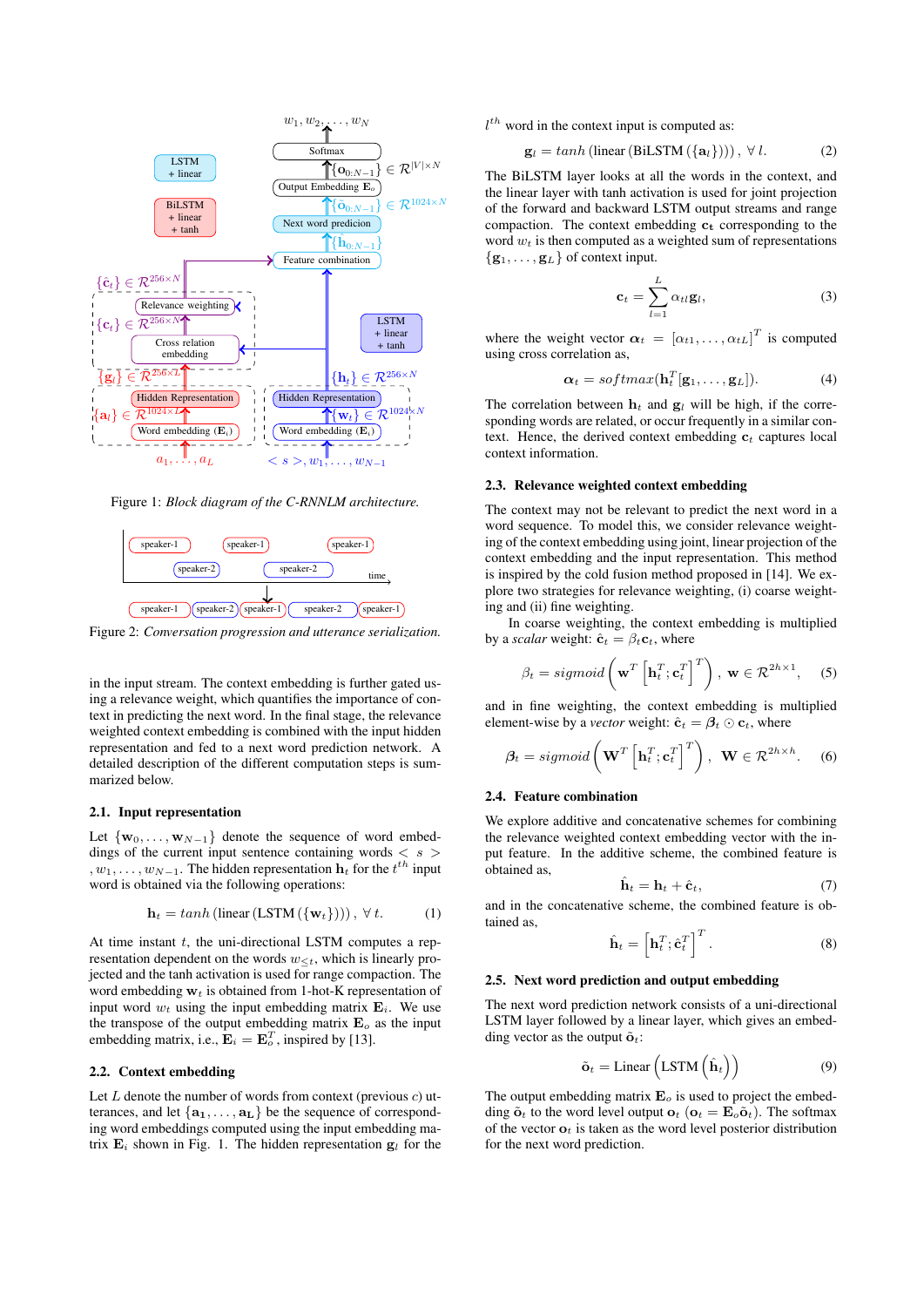Figure 1: *Block diagram of the C-RNNLM architecture.*

Figure 2: *Conversation progression and utterance serialization.*

in the input stream. The context embedding is further gated using a relevance weight, which quantifies the importance of context in predicting the next word. In the final stage, the relevance weighted context embedding is combined with the input hidden representation and fed to a next word prediction network. A detailed description of the different computation steps is summarized below.

### 2.1. Input representation

Let $\{\mathbf{w}_0, \ldots, \mathbf{w}_{N-1}\}$ denote the sequence of word embeddings of the current input sentence containing words $< s >, w_1, \ldots, w_{N-1}$. The hidden representation $\mathbf{h}_t$ for the $t^{th}$ input word is obtained via the following operations:

$$\mathbf{h}_t = tanh\left(\text{linear}\left(\text{LSTM}\left(\{\mathbf{w}_t\}\right)\right)\right), \ \forall\, t. \tag{1}$$

At time instant $t$, the uni-directional LSTM computes a representation dependent on the words $w_{<t}$, which is linearly projected and the tanh activation is used for range compaction. The word embedding $\mathbf{w}_t$ is obtained from 1-hot-K representation of input word $w_t$ using the input embedding matrix $\mathbf{E}_i$. We use the transpose of the output embedding matrix $\mathbf{E}_o$ as the input embedding matrix, i.e., $\mathbf{E}_i = \mathbf{E}_o^T$, inspired by [13].

### 2.2. Context embedding

Let $L$ denote the number of words from context (previous $c$) utterances, and let $\{\mathbf{a}_1, \ldots, \mathbf{a}_L\}$ be the sequence of corresponding word embeddings computed using the input embedding matrix $\mathbf{E}_i$ shown in Fig. 1. The hidden representation $\mathbf{g}_l$ for the $l^{th}$ word in the context input is computed as:

$$\mathbf{g}_l = tanh\left(\text{linear}\left(\text{BiLSTM}\left(\{\mathbf{a}_l\}\right)\right)\right), \ \forall\, l. \tag{2}$$

The BiLSTM layer looks at all the words in the context, and the linear layer with tanh activation is used for joint projection of the forward and backward LSTM output streams and range compaction. The context embedding $\mathbf{c_t}$ corresponding to the word $w_t$ is then computed as a weighted sum of representations $\{\mathbf{g}_1, \ldots, \mathbf{g}_L\}$ of context input.

$$\mathbf{c}_t = \sum_{l=1}^{L} \alpha_{tl}\mathbf{g}_l, \tag{3}$$

where the weight vector $\boldsymbol{\alpha}_t = [\alpha_{t1}, \ldots, \alpha_{tL}]^T$ is computed using cross correlation as,

$$\boldsymbol{\alpha}_t = softmax(\mathbf{h}_t^T[\mathbf{g}_1, \ldots, \mathbf{g}_L]). \tag{4}$$

The correlation between $\mathbf{h}_t$ and $\mathbf{g}_l$ will be high, if the corresponding words are related, or occur frequently in a similar context. Hence, the derived context embedding $\mathbf{c}_t$ captures local context information.

### 2.3. Relevance weighted context embedding

The context may not be relevant to predict the next word in a word sequence. To model this, we consider relevance weighting of the context embedding using joint, linear projection of the context embedding and the input representation. This method is inspired by the cold fusion method proposed in [14]. We explore two strategies for relevance weighting, (i) coarse weighting and (ii) fine weighting.

In coarse weighting, the context embedding is multiplied by a *scalar* weight: $\hat{\mathbf{c}}_t = \beta_t\mathbf{c}_t$, where

$$\beta_t = sigmoid\left(\mathbf{w}^T\left[\mathbf{h}_t^T; \mathbf{c}_t^T\right]^T\right), \ \mathbf{w} \in \mathcal{R}^{2h\times 1}, \tag{5}$$

and in fine weighting, the context embedding is multiplied element-wise by a *vector* weight: $\hat{\mathbf{c}}_t = \boldsymbol{\beta}_t \odot \mathbf{c}_t$, where

$$\boldsymbol{\beta}_t = sigmoid\left(\mathbf{W}^T\left[\mathbf{h}_t^T; \mathbf{c}_t^T\right]^T\right), \ \mathbf{W} \in \mathcal{R}^{2h\times h}. \tag{6}$$

### 2.4. Feature combination

We explore additive and concatenative schemes for combining the relevance weighted context embedding vector with the input feature. In the additive scheme, the combined feature is obtained as,

$$\hat{\mathbf{h}}_t = \mathbf{h}_t + \hat{\mathbf{c}}_t, \tag{7}$$

and in the concatenative scheme, the combined feature is obtained as,

$$\hat{\mathbf{h}}_t = \left[\mathbf{h}_t^T; \hat{\mathbf{c}}_t^T\right]^T. \tag{8}$$

### 2.5. Next word prediction and output embedding

The next word prediction network consists of a uni-directional LSTM layer followed by a linear layer, which gives an embedding vector as the output $\tilde{\mathbf{o}}_t$:

$$\tilde{\mathbf{o}}_t = \text{Linear}\left(\text{LSTM}\left(\hat{\mathbf{h}}_t\right)\right) \tag{9}$$

The output embedding matrix $\mathbf{E}_o$ is used to project the embedding $\tilde{\mathbf{o}}_t$ to the word level output $\mathbf{o}_t$ ($\mathbf{o}_t = \mathbf{E}_o\tilde{\mathbf{o}}_t$). The softmax of the vector $\mathbf{o}_t$ is taken as the word level posterior distribution for the next word prediction.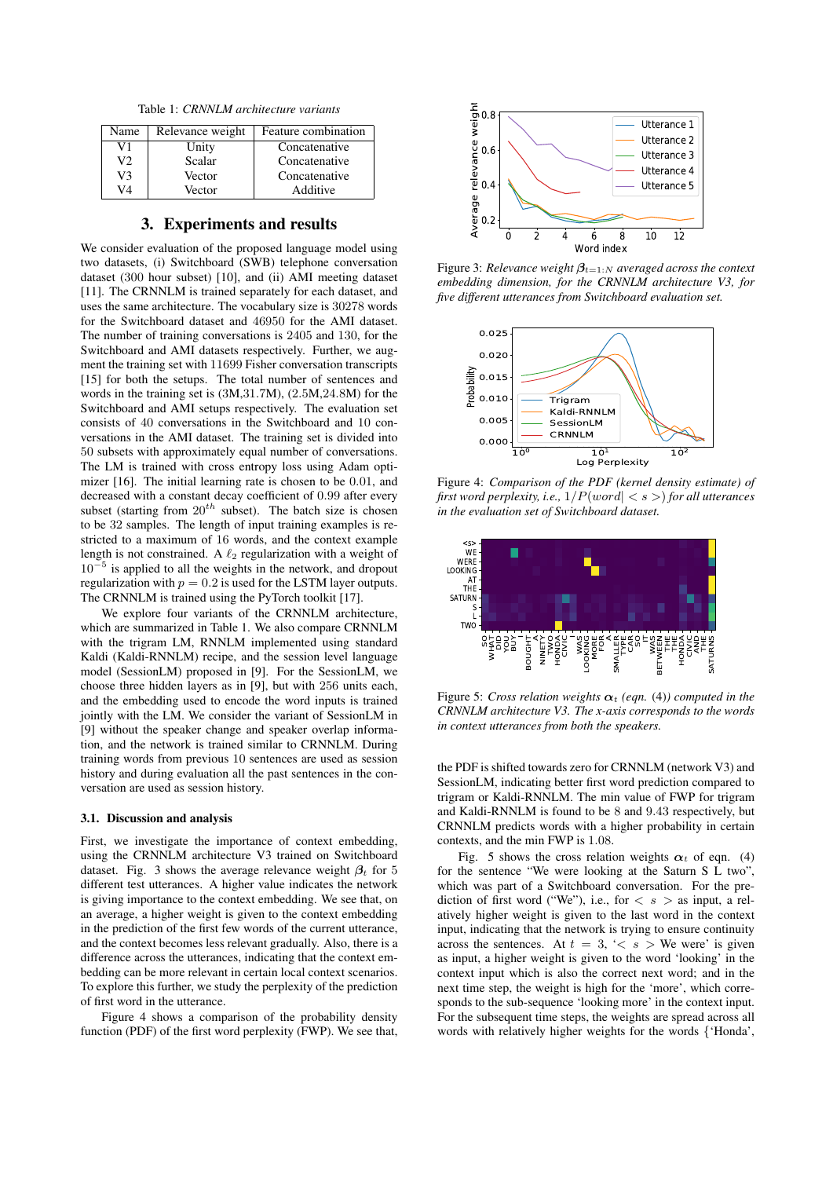Table 1: *CRNNLM architecture variants*

| Name | Relevance weight | Feature combination |
|---|---|---|
| V1 | Unity | Concatenative |
| V2 | Scalar | Concatenative |
| V3 | Vector | Concatenative |
| V4 | Vector | Additive |

## 3. Experiments and results

We consider evaluation of the proposed language model using two datasets, (i) Switchboard (SWB) telephone conversation dataset (300 hour subset) [10], and (ii) AMI meeting dataset [11]. The CRNNLM is trained separately for each dataset, and uses the same architecture. The vocabulary size is 30278 words for the Switchboard dataset and 46950 for the AMI dataset. The number of training conversations is 2405 and 130, for the Switchboard and AMI datasets respectively. Further, we augment the training set with 11699 Fisher conversation transcripts [15] for both the setups. The total number of sentences and words in the training set is (3M,31.7M), (2.5M,24.8M) for the Switchboard and AMI setups respectively. The evaluation set consists of 40 conversations in the Switchboard and 10 conversations in the AMI dataset. The training set is divided into 50 subsets with approximately equal number of conversations. The LM is trained with cross entropy loss using Adam optimizer [16]. The initial learning rate is chosen to be 0.01, and decreased with a constant decay coefficient of 0.99 after every subset (starting from $20^{th}$ subset). The batch size is chosen to be 32 samples. The length of input training examples is restricted to a maximum of 16 words, and the context example length is not constrained. A $\ell_2$ regularization with a weight of $10^{-5}$ is applied to all the weights in the network, and dropout regularization with $p = 0.2$ is used for the LSTM layer outputs. The CRNNLM is trained using the PyTorch toolkit [17].

We explore four variants of the CRNNLM architecture, which are summarized in Table 1. We also compare CRNNLM with the trigram LM, RNNLM implemented using standard Kaldi (Kaldi-RNNLM) recipe, and the session level language model (SessionLM) proposed in [9]. For the SessionLM, we choose three hidden layers as in [9], but with 256 units each, and the embedding used to encode the word inputs is trained jointly with the LM. We consider the variant of SessionLM in [9] without the speaker change and speaker overlap information, and the network is trained similar to CRNNLM. During training words from previous 10 sentences are used as session history and during evaluation all the past sentences in the conversation are used as session history.

### 3.1. Discussion and analysis

First, we investigate the importance of context embedding, using the CRNNLM architecture V3 trained on Switchboard dataset. Fig. 3 shows the average relevance weight $\beta_t$ for 5 different test utterances. A higher value indicates the network is giving importance to the context embedding. We see that, on an average, a higher weight is given to the context embedding in the prediction of the first few words of the current utterance, and the context becomes less relevant gradually. Also, there is a difference across the utterances, indicating that the context embedding can be more relevant in certain local context scenarios. To explore this further, we study the perplexity of the prediction of first word in the utterance.

Figure 4 shows a comparison of the probability density function (PDF) of the first word perplexity (FWP). We see that, the PDF is shifted towards zero for CRNNLM (network V3) and SessionLM, indicating better first word prediction compared to trigram or Kaldi-RNNLM. The min value of FWP for trigram and Kaldi-RNNLM is found to be 8 and 9.43 respectively, but CRNNLM predicts words with a higher probability in certain contexts, and the min FWP is 1.08.

Fig. 5 shows the cross relation weights $\boldsymbol{\alpha}_t$ of eqn. (4) for the sentence "We were looking at the Saturn S L two", which was part of a Switchboard conversation. For the prediction of first word ("We"), i.e., for $< s >$ as input, a relatively higher weight is given to the last word in the context input, indicating that the network is trying to ensure continuity across the sentences. At $t = 3$, '$< s >$ We were' is given as input, a higher weight is given to the word 'looking' in the context input which is also the correct next word; and in the next time step, the weight is high for the 'more', which corresponds to the sub-sequence 'looking more' in the context input. For the subsequent time steps, the weights are spread across all words with relatively higher weights for the words {'Honda',

Figure 3: *Relevance weight $\boldsymbol{\beta}_{t=1:N}$ averaged across the context embedding dimension, for the CRNNLM architecture V3, for five different utterances from Switchboard evaluation set.*

Figure 4: *Comparison of the PDF (kernel density estimate) of first word perplexity, i.e., $1/P(word| < s >)$ for all utterances in the evaluation set of Switchboard dataset.*

Figure 5: *Cross relation weights $\boldsymbol{\alpha}_t$ (eqn. (4)) computed in the CRNNLM architecture V3. The x-axis corresponds to the words in context utterances from both the speakers.*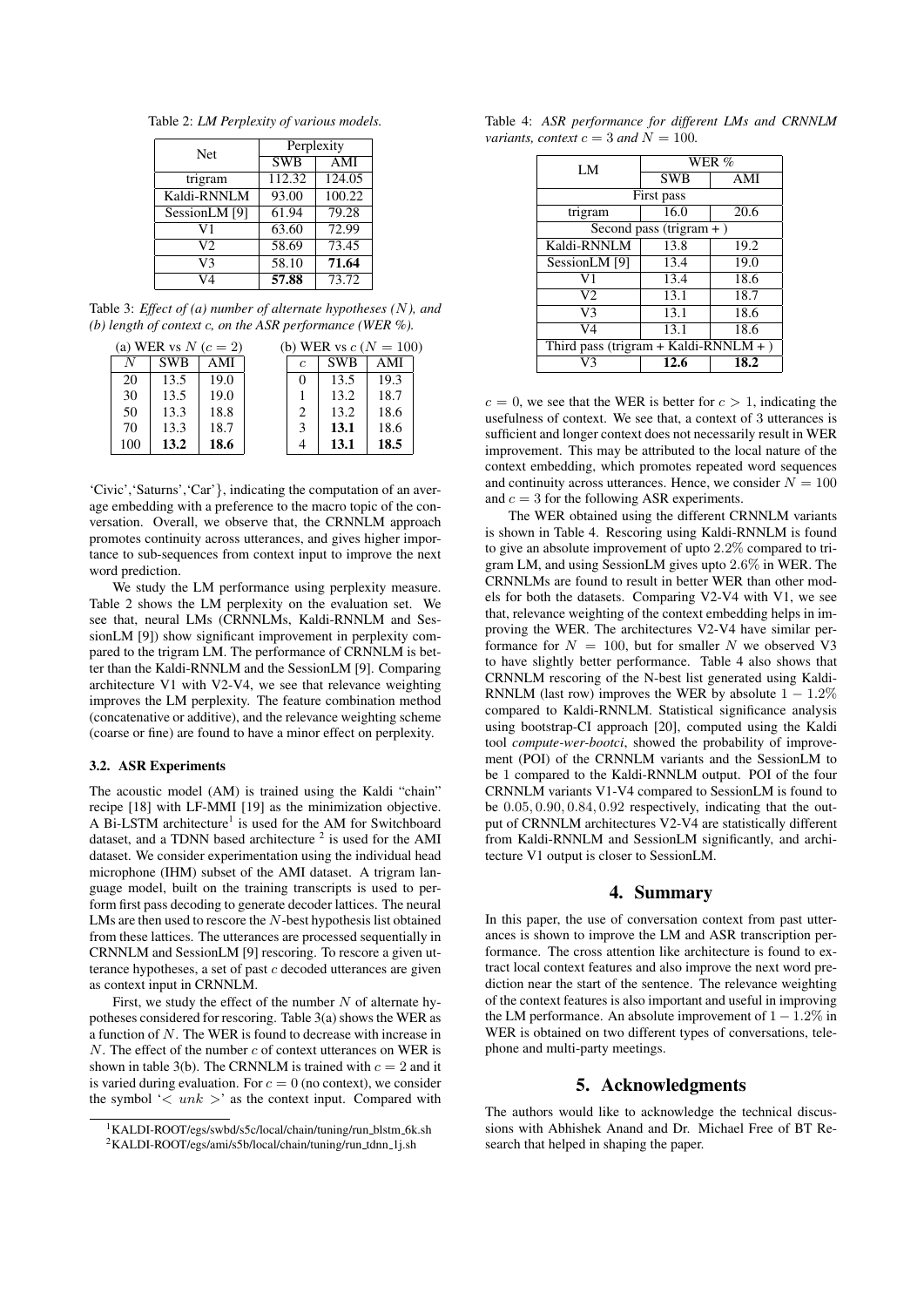Table 2: *LM Perplexity of various models.*

| Net | Perplexity | |
|---|---|---|
| | SWB | AMI |
| trigram | 112.32 | 124.05 |
| Kaldi-RNNLM | 93.00 | 100.22 |
| SessionLM [9] | 61.94 | 79.28 |
| V1 | 63.60 | 72.99 |
| V2 | 58.69 | 73.45 |
| V3 | 58.10 | **71.64** |
| V4 | **57.88** | 73.72 |

Table 3: *Effect of (a) number of alternate hypotheses ($N$), and (b) length of context c, on the ASR performance (WER %).*

(a) WER vs $N$ ($c = 2$)

| $N$ | SWB | AMI |
|---|---|---|
| 20 | 13.5 | 19.0 |
| 30 | 13.5 | 19.0 |
| 50 | 13.3 | 18.8 |
| 70 | 13.3 | 18.7 |
| 100 | **13.2** | **18.6** |

(b) WER vs $c$ ($N = 100$)

| $c$ | SWB | AMI |
|---|---|---|
| 0 | 13.5 | 19.3 |
| 1 | 13.2 | 18.7 |
| 2 | 13.2 | 18.6 |
| 3 | **13.1** | 18.6 |
| 4 | **13.1** | **18.5** |

'Civic','Saturns','Car'}, indicating the computation of an average embedding with a preference to the macro topic of the conversation. Overall, we observe that, the CRNNLM approach promotes continuity across utterances, and gives higher importance to sub-sequences from context input to improve the next word prediction.

We study the LM performance using perplexity measure. Table 2 shows the LM perplexity on the evaluation set. We see that, neural LMs (CRNNLMs, Kaldi-RNNLM and SessionLM [9]) show significant improvement in perplexity compared to the trigram LM. The performance of CRNNLM is better than the Kaldi-RNNLM and the SessionLM [9]. Comparing architecture V1 with V2-V4, we see that relevance weighting improves the LM perplexity. The feature combination method (concatenative or additive), and the relevance weighting scheme (coarse or fine) are found to have a minor effect on perplexity.

### 3.2. ASR Experiments

The acoustic model (AM) is trained using the Kaldi "chain" recipe [18] with LF-MMI [19] as the minimization objective. A Bi-LSTM architecture[1] is used for the AM for Switchboard dataset, and a TDNN based architecture [2] is used for the AMI dataset. We consider experimentation using the individual head microphone (IHM) subset of the AMI dataset. A trigram language model, built on the training transcripts is used to perform first pass decoding to generate decoder lattices. The neural LMs are then used to rescore the $N$-best hypothesis list obtained from these lattices. The utterances are processed sequentially in CRNNLM and SessionLM [9] rescoring. To rescore a given utterance hypotheses, a set of past $c$ decoded utterances are given as context input in CRNNLM.

First, we study the effect of the number $N$ of alternate hypotheses considered for rescoring. Table 3(a) shows the WER as a function of $N$. The WER is found to decrease with increase in $N$. The effect of the number $c$ of context utterances on WER is shown in table 3(b). The CRNNLM is trained with $c = 2$ and it is varied during evaluation. For $c = 0$ (no context), we consider the symbol '$< unk >$' as the context input. Compared with $c = 0$, we see that the WER is better for $c > 1$, indicating the usefulness of context. We see that, a context of 3 utterances is sufficient and longer context does not necessarily result in WER improvement. This may be attributed to the local nature of the context embedding, which promotes repeated word sequences and continuity across utterances. Hence, we consider $N = 100$ and $c = 3$ for the following ASR experiments.

[1] KALDI-ROOT/egs/swbd/s5c/local/chain/tuning/run_blstm_6k.sh

[2] KALDI-ROOT/egs/ami/s5b/local/chain/tuning/run_tdnn_1j.sh

Table 4: *ASR performance for different LMs and CRNNLM variants, context $c = 3$ and $N = 100$.*

| LM | WER % | |
|---|---|---|
| | SWB | AMI |
| First pass | | |
| trigram | 16.0 | 20.6 |
| Second pass (trigram + ) | | |
| Kaldi-RNNLM | 13.8 | 19.2 |
| SessionLM [9] | 13.4 | 19.0 |
| V1 | 13.4 | 18.6 |
| V2 | 13.1 | 18.7 |
| V3 | 13.1 | 18.6 |
| V4 | 13.1 | 18.6 |
| Third pass (trigram + Kaldi-RNNLM + ) | | |
| V3 | **12.6** | **18.2** |

The WER obtained using the different CRNNLM variants is shown in Table 4. Rescoring using Kaldi-RNNLM is found to give an absolute improvement of upto $2.2\%$ compared to trigram LM, and using SessionLM gives upto $2.6\%$ in WER. The CRNNLMs are found to result in better WER than other models for both the datasets. Comparing V2-V4 with V1, we see that, relevance weighting of the context embedding helps in improving the WER. The architectures V2-V4 have similar performance for $N = 100$, but for smaller $N$ we observed V3 to have slightly better performance. Table 4 also shows that CRNNLM rescoring of the N-best list generated using Kaldi-RNNLM (last row) improves the WER by absolute $1 - 1.2\%$ compared to Kaldi-RNNLM. Statistical significance analysis using bootstrap-CI approach [20], computed using the Kaldi tool *compute-wer-bootci*, showed the probability of improvement (POI) of the CRNNLM variants and the SessionLM to be 1 compared to the Kaldi-RNNLM output. POI of the four CRNNLM variants V1-V4 compared to SessionLM is found to be $0.05, 0.90, 0.84, 0.92$ respectively, indicating that the output of CRNNLM architectures V2-V4 are statistically different from Kaldi-RNNLM and SessionLM significantly, and architecture V1 output is closer to SessionLM.

## 4. Summary

In this paper, the use of conversation context from past utterances is shown to improve the LM and ASR transcription performance. The cross attention like architecture is found to extract local context features and also improve the next word prediction near the start of the sentence. The relevance weighting of the context features is also important and useful in improving the LM performance. An absolute improvement of $1 - 1.2\%$ in WER is obtained on two different types of conversations, telephone and multi-party meetings.

## 5. Acknowledgments

The authors would like to acknowledge the technical discussions with Abhishek Anand and Dr. Michael Free of BT Research that helped in shaping the paper.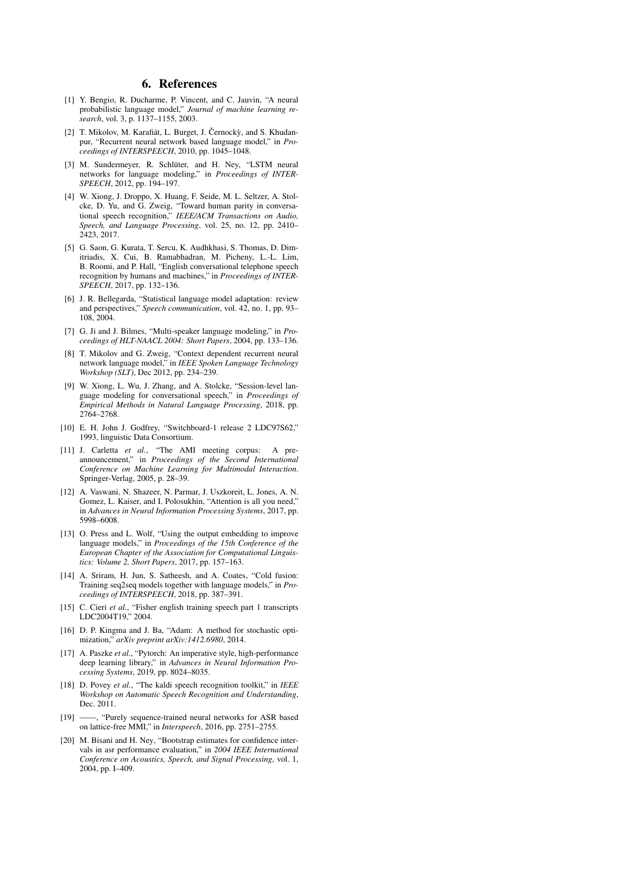# 6. References

[1] Y. Bengio, R. Ducharme, P. Vincent, and C. Jauvin, "A neural probabilistic language model," *Journal of machine learning research*, vol. 3, p. 1137–1155, 2003.

[2] T. Mikolov, M. Karafiát, L. Burget, J. Černockỳ, and S. Khudanpur, "Recurrent neural network based language model," in *Proceedings of INTERSPEECH*, 2010, pp. 1045–1048.

[3] M. Sundermeyer, R. Schlüter, and H. Ney, "LSTM neural networks for language modeling," in *Proceedings of INTERSPEECH*, 2012, pp. 194–197.

[4] W. Xiong, J. Droppo, X. Huang, F. Seide, M. L. Seltzer, A. Stolcke, D. Yu, and G. Zweig, "Toward human parity in conversational speech recognition," *IEEE/ACM Transactions on Audio, Speech, and Language Processing*, vol. 25, no. 12, pp. 2410–2423, 2017.

[5] G. Saon, G. Kurata, T. Sercu, K. Audhkhasi, S. Thomas, D. Dimitriadis, X. Cui, B. Ramabhadran, M. Picheny, L.-L. Lim, B. Roomi, and P. Hall, "English conversational telephone speech recognition by humans and machines," in *Proceedings of INTERSPEECH*, 2017, pp. 132–136.

[6] J. R. Bellegarda, "Statistical language model adaptation: review and perspectives," *Speech communication*, vol. 42, no. 1, pp. 93–108, 2004.

[7] G. Ji and J. Bilmes, "Multi-speaker language modeling," in *Proceedings of HLT-NAACL 2004: Short Papers*, 2004, pp. 133–136.

[8] T. Mikolov and G. Zweig, "Context dependent recurrent neural network language model," in *IEEE Spoken Language Technology Workshop (SLT)*, Dec 2012, pp. 234–239.

[9] W. Xiong, L. Wu, J. Zhang, and A. Stolcke, "Session-level language modeling for conversational speech," in *Proceedings of Empirical Methods in Natural Language Processing*, 2018, pp. 2764–2768.

[10] E. H. John J. Godfrey, "Switchboard-1 release 2 LDC97S62," 1993, linguistic Data Consortium.

[11] J. Carletta *et al.*, "The AMI meeting corpus: A pre-announcement," in *Proceedings of the Second International Conference on Machine Learning for Multimodal Interaction*. Springer-Verlag, 2005, p. 28–39.

[12] A. Vaswani, N. Shazeer, N. Parmar, J. Uszkoreit, L. Jones, A. N. Gomez, L. Kaiser, and I. Polosukhin, "Attention is all you need," in *Advances in Neural Information Processing Systems*, 2017, pp. 5998–6008.

[13] O. Press and L. Wolf, "Using the output embedding to improve language models," in *Proceedings of the 15th Conference of the European Chapter of the Association for Computational Linguistics: Volume 2, Short Papers*, 2017, pp. 157–163.

[14] A. Sriram, H. Jun, S. Satheesh, and A. Coates, "Cold fusion: Training seq2seq models together with language models," in *Proceedings of INTERSPEECH*, 2018, pp. 387–391.

[15] C. Cieri *et al.*, "Fisher english training speech part 1 transcripts LDC2004T19," 2004.

[16] D. P. Kingma and J. Ba, "Adam: A method for stochastic optimization," *arXiv preprint arXiv:1412.6980*, 2014.

[17] A. Paszke *et al.*, "Pytorch: An imperative style, high-performance deep learning library," in *Advances in Neural Information Processing Systems*, 2019, pp. 8024–8035.

[18] D. Povey *et al.*, "The kaldi speech recognition toolkit," in *IEEE Workshop on Automatic Speech Recognition and Understanding*, Dec. 2011.

[19] ——, "Purely sequence-trained neural networks for ASR based on lattice-free MMI," in *Interspeech*, 2016, pp. 2751–2755.

[20] M. Bisani and H. Ney, "Bootstrap estimates for confidence intervals in asr performance evaluation," in *2004 IEEE International Conference on Acoustics, Speech, and Signal Processing*, vol. 1, 2004, pp. I–409.